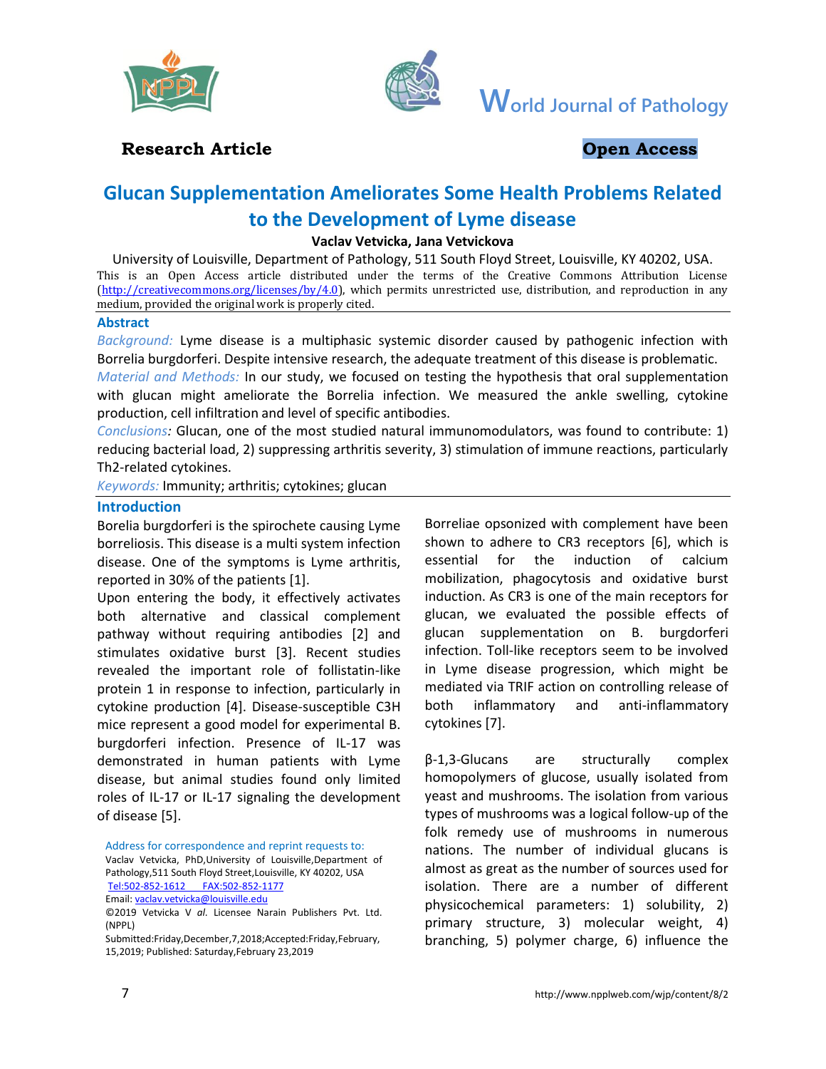Research Article

Open Access

# Glucan Supplementation Ameliorates Some Health Problems Related to the Development of Lyme disease

**Vaclav Vetvicka, Jana Vetvickova**

University of Louisville, Department of Pathology, 511 South Floyd Street, Louisville, KY 40202, USA.

This is an Open Access article distributed under the terms of the Creative Commons Attribution License (http://creativecommons.org/licenses/by/4.0), which permits unrestricted use, distribution, and reproduction in any medium, provided the original work is properly cited.

## Abstract

*Background:* Lyme disease is a multiphasic systemic disorder caused by pathogenic infection with Borrelia burgdorferi. Despite intensive research, the adequate treatment of this disease is problematic.

*Material and Methods:* In our study, we focused on testing the hypothesis that oral supplementation with glucan might ameliorate the Borrelia infection. We measured the ankle swelling, cytokine production, cell infiltration and level of specific antibodies.

*Conclusions:* Glucan, one of the most studied natural immunomodulators, was found to contribute: 1) reducing bacterial load, 2) suppressing arthritis severity, 3) stimulation of immune reactions, particularly Th2-related cytokines.

*Keywords:* Immunity; arthritis; cytokines; glucan

## Introduction

Borelia burgdorferi is the spirochete causing Lyme borreliosis. This disease is a multi system infection disease. One of the symptoms is Lyme arthritis, reported in 30% of the patients [1].

Upon entering the body, it effectively activates both alternative and classical complement pathway without requiring antibodies [2] and stimulates oxidative burst [3]. Recent studies revealed the important role of follistatin-like protein 1 in response to infection, particularly in cytokine production [4]. Disease-susceptible C3H mice represent a good model for experimental B. burgdorferi infection. Presence of IL-17 was demonstrated in human patients with Lyme disease, but animal studies found only limited roles of IL-17 or IL-17 signaling the development of disease [5].

Address for correspondence and reprint requests to:
Vaclav Vetvicka, PhD,University of Louisville,Department of Pathology,511 South Floyd Street,Louisville, KY 40202, USA
Tel:502-852-1612 FAX:502-852-1177
Email: vaclav.vetvicka@louisville.edu
©2019 Vetvicka V *al.* Licensee Narain Publishers Pvt. Ltd. (NPPL)
Submitted:Friday,December,7,2018;Accepted:Friday,February, 15,2019; Published: Saturday,February 23,2019

Borreliae opsonized with complement have been shown to adhere to CR3 receptors [6], which is essential for the induction of calcium mobilization, phagocytosis and oxidative burst induction. As CR3 is one of the main receptors for glucan, we evaluated the possible effects of glucan supplementation on B. burgdorferi infection. Toll-like receptors seem to be involved in Lyme disease progression, which might be mediated via TRIF action on controlling release of both inflammatory and anti-inflammatory cytokines [7].

β-1,3-Glucans are structurally complex homopolymers of glucose, usually isolated from yeast and mushrooms. The isolation from various types of mushrooms was a logical follow-up of the folk remedy use of mushrooms in numerous nations. The number of individual glucans is almost as great as the number of sources used for isolation. There are a number of different physicochemical parameters: 1) solubility, 2) primary structure, 3) molecular weight, 4) branching, 5) polymer charge, 6) influence the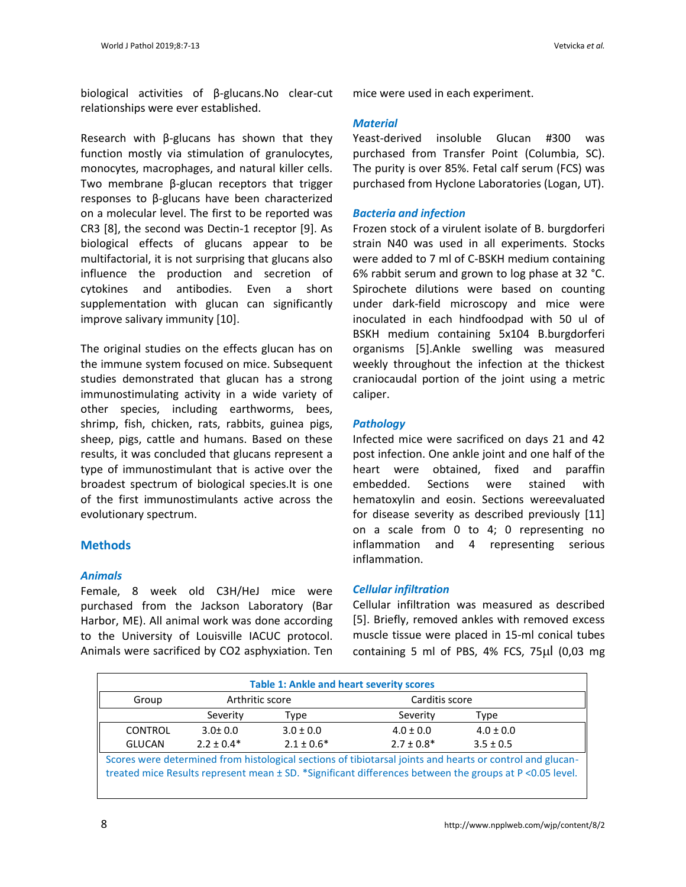biological activities of β-glucans.No clear-cut relationships were ever established.

Research with β-glucans has shown that they function mostly via stimulation of granulocytes, monocytes, macrophages, and natural killer cells. Two membrane β-glucan receptors that trigger responses to β-glucans have been characterized on a molecular level. The first to be reported was CR3 [8], the second was Dectin-1 receptor [9]. As biological effects of glucans appear to be multifactorial, it is not surprising that glucans also influence the production and secretion of cytokines and antibodies. Even a short supplementation with glucan can significantly improve salivary immunity [10].

The original studies on the effects glucan has on the immune system focused on mice. Subsequent studies demonstrated that glucan has a strong immunostimulating activity in a wide variety of other species, including earthworms, bees, shrimp, fish, chicken, rats, rabbits, guinea pigs, sheep, pigs, cattle and humans. Based on these results, it was concluded that glucans represent a type of immunostimulant that is active over the broadest spectrum of biological species.It is one of the first immunostimulants active across the evolutionary spectrum.

## Methods

### *Animals*

Female, 8 week old C3H/HeJ mice were purchased from the Jackson Laboratory (Bar Harbor, ME). All animal work was done according to the University of Louisville IACUC protocol. Animals were sacrificed by CO2 asphyxiation. Ten mice were used in each experiment.

### *Material*

Yeast-derived insoluble Glucan #300 was purchased from Transfer Point (Columbia, SC). The purity is over 85%. Fetal calf serum (FCS) was purchased from Hyclone Laboratories (Logan, UT).

### *Bacteria and infection*

Frozen stock of a virulent isolate of B. burgdorferi strain N40 was used in all experiments. Stocks were added to 7 ml of C-BSKH medium containing 6% rabbit serum and grown to log phase at 32 °C. Spirochete dilutions were based on counting under dark-field microscopy and mice were inoculated in each hindfoodpad with 50 ul of BSKH medium containing 5x104 B.burgdorferi organisms [5].Ankle swelling was measured weekly throughout the infection at the thickest craniocaudal portion of the joint using a metric caliper.

### *Pathology*

Infected mice were sacrificed on days 21 and 42 post infection. One ankle joint and one half of the heart were obtained, fixed and paraffin embedded. Sections were stained with hematoxylin and eosin. Sections wereevaluated for disease severity as described previously [11] on a scale from 0 to 4; 0 representing no inflammation and 4 representing serious inflammation.

### *Cellular infiltration*

Cellular infiltration was measured as described [5]. Briefly, removed ankles with removed excess muscle tissue were placed in 15-ml conical tubes containing 5 ml of PBS, 4% FCS, 75μl (0,03 mg

**Table 1: Ankle and heart severity scores**

| Group | Arthritic score | | Carditis score | |
|---|---|---|---|---|
| | Severity | Type | Severity | Type |
| CONTROL | 3.0± 0.0 | 3.0 ± 0.0 | 4.0 ± 0.0 | 4.0 ± 0.0 |
| GLUCAN | 2.2 ± 0.4* | 2.1 ± 0.6* | 2.7 ± 0.8* | 3.5 ± 0.5 |

Scores were determined from histological sections of tibiotarsal joints and hearts or control and glucan-treated mice Results represent mean ± SD. *Significant differences between the groups at P <0.05 level.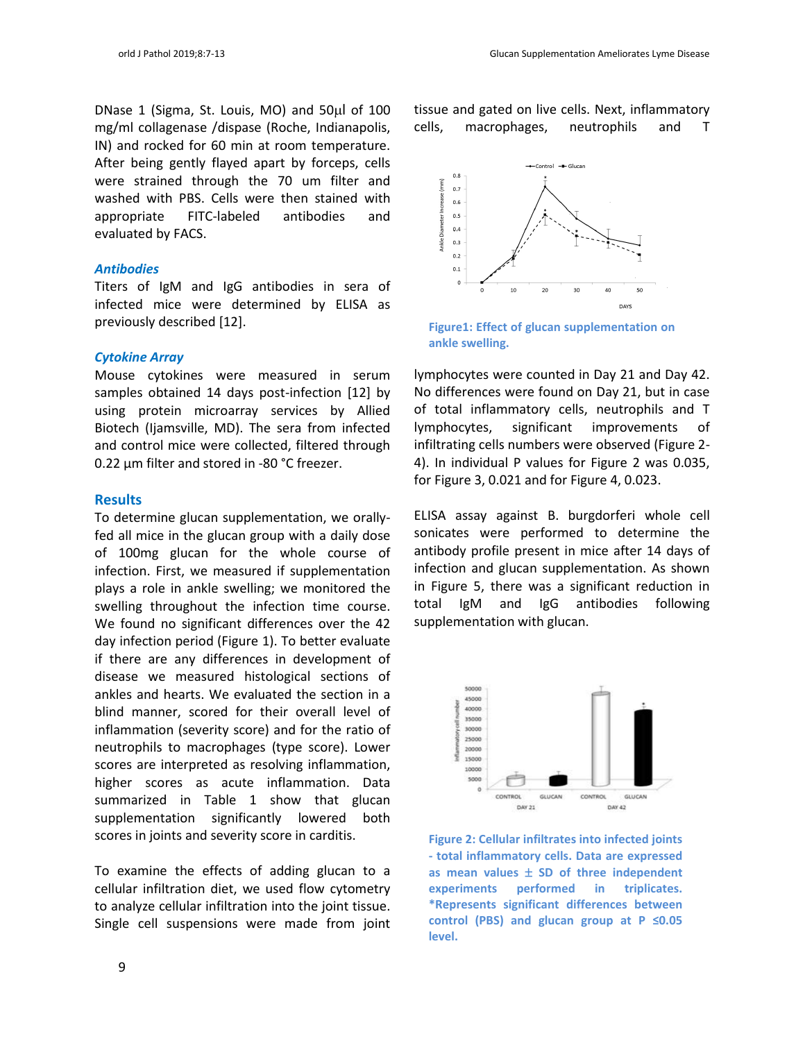DNase 1 (Sigma, St. Louis, MO) and 50µl of 100 mg/ml collagenase /dispase (Roche, Indianapolis, IN) and rocked for 60 min at room temperature. After being gently flayed apart by forceps, cells were strained through the 70 um filter and washed with PBS. Cells were then stained with appropriate FITC-labeled antibodies and evaluated by FACS.

### *Antibodies*

Titers of IgM and IgG antibodies in sera of infected mice were determined by ELISA as previously described [12].

### *Cytokine Array*

Mouse cytokines were measured in serum samples obtained 14 days post-infection [12] by using protein microarray services by Allied Biotech (Ijamsville, MD). The sera from infected and control mice were collected, filtered through 0.22 µm filter and stored in -80 °C freezer.

## Results

To determine glucan supplementation, we orally-fed all mice in the glucan group with a daily dose of 100mg glucan for the whole course of infection. First, we measured if supplementation plays a role in ankle swelling; we monitored the swelling throughout the infection time course. We found no significant differences over the 42 day infection period (Figure 1). To better evaluate if there are any differences in development of disease we measured histological sections of ankles and hearts. We evaluated the section in a blind manner, scored for their overall level of inflammation (severity score) and for the ratio of neutrophils to macrophages (type score). Lower scores are interpreted as resolving inflammation, higher scores as acute inflammation. Data summarized in Table 1 show that glucan supplementation significantly lowered both scores in joints and severity score in carditis.

To examine the effects of adding glucan to a cellular infiltration diet, we used flow cytometry to analyze cellular infiltration into the joint tissue. Single cell suspensions were made from joint tissue and gated on live cells. Next, inflammatory cells, macrophages, neutrophils and T lymphocytes were counted in Day 21 and Day 42. No differences were found on Day 21, but in case of total inflammatory cells, neutrophils and T lymphocytes, significant improvements of infiltrating cells numbers were observed (Figure 2-4). In individual P values for Figure 2 was 0.035, for Figure 3, 0.021 and for Figure 4, 0.023.

**Figure1: Effect of glucan supplementation on ankle swelling.**

ELISA assay against B. burgdorferi whole cell sonicates were performed to determine the antibody profile present in mice after 14 days of infection and glucan supplementation. As shown in Figure 5, there was a significant reduction in total IgM and IgG antibodies following supplementation with glucan.

**Figure 2: Cellular infiltrates into infected joints - total inflammatory cells. Data are expressed as mean values ± SD of three independent experiments performed in triplicates. *Represents significant differences between control (PBS) and glucan group at P ≤0.05 level.**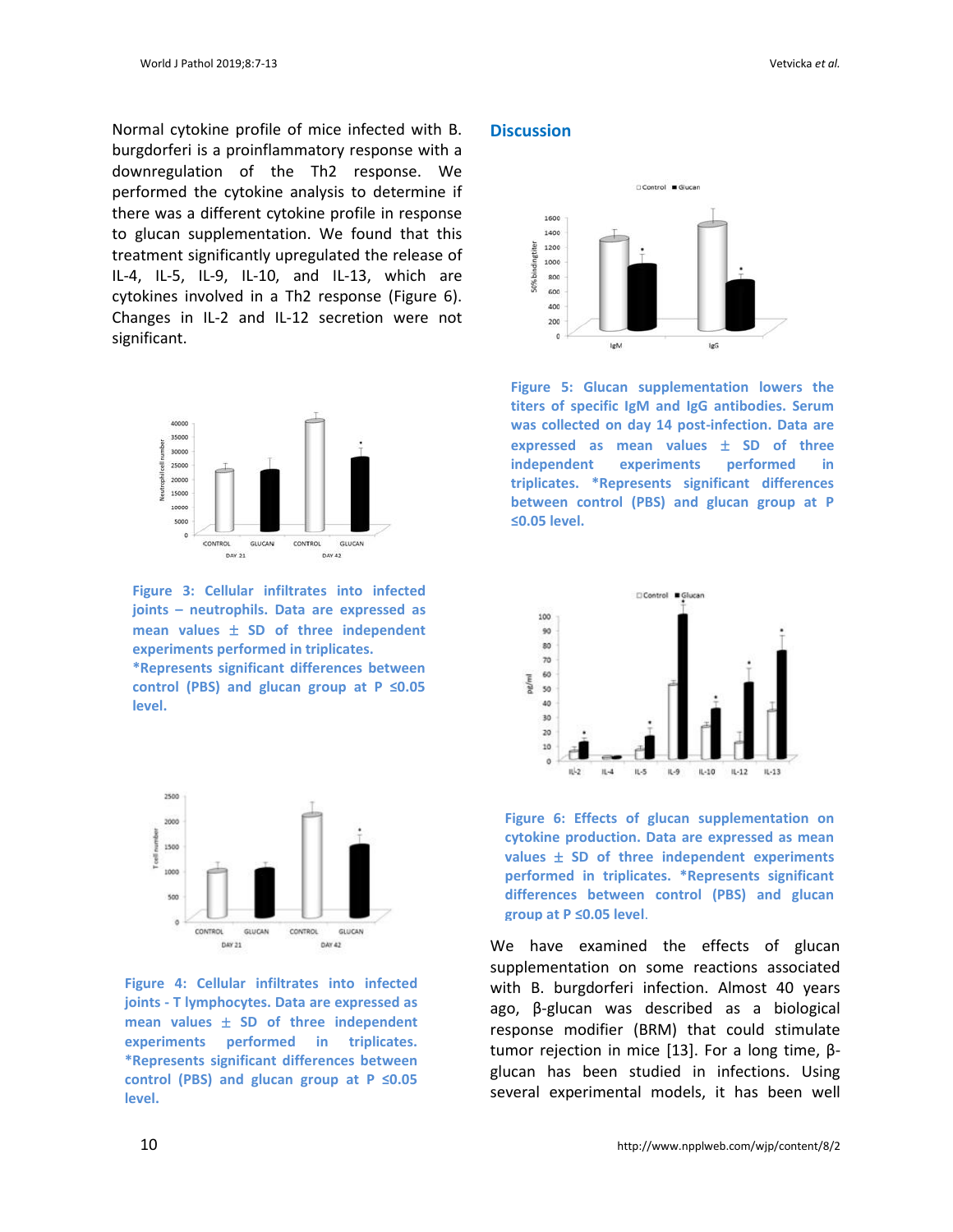Normal cytokine profile of mice infected with B. burgdorferi is a proinflammatory response with a downregulation of the Th2 response. We performed the cytokine analysis to determine if there was a different cytokine profile in response to glucan supplementation. We found that this treatment significantly upregulated the release of IL-4, IL-5, IL-9, IL-10, and IL-13, which are cytokines involved in a Th2 response (Figure 6). Changes in IL-2 and IL-12 secretion were not significant.

**Figure 3: Cellular infiltrates into infected joints – neutrophils. Data are expressed as mean values ± SD of three independent experiments performed in triplicates. *Represents significant differences between control (PBS) and glucan group at P ≤0.05 level.**

**Figure 4: Cellular infiltrates into infected joints - T lymphocytes. Data are expressed as mean values ± SD of three independent experiments performed in triplicates. *Represents significant differences between control (PBS) and glucan group at P ≤0.05 level.**

## Discussion

**Figure 5: Glucan supplementation lowers the titers of specific IgM and IgG antibodies. Serum was collected on day 14 post-infection. Data are expressed as mean values ± SD of three independent experiments performed in triplicates. *Represents significant differences between control (PBS) and glucan group at P ≤0.05 level.**

**Figure 6: Effects of glucan supplementation on cytokine production. Data are expressed as mean values ± SD of three independent experiments performed in triplicates. *Represents significant differences between control (PBS) and glucan group at P ≤0.05 level.**

We have examined the effects of glucan supplementation on some reactions associated with B. burgdorferi infection. Almost 40 years ago, β-glucan was described as a biological response modifier (BRM) that could stimulate tumor rejection in mice [13]. For a long time, β-glucan has been studied in infections. Using several experimental models, it has been well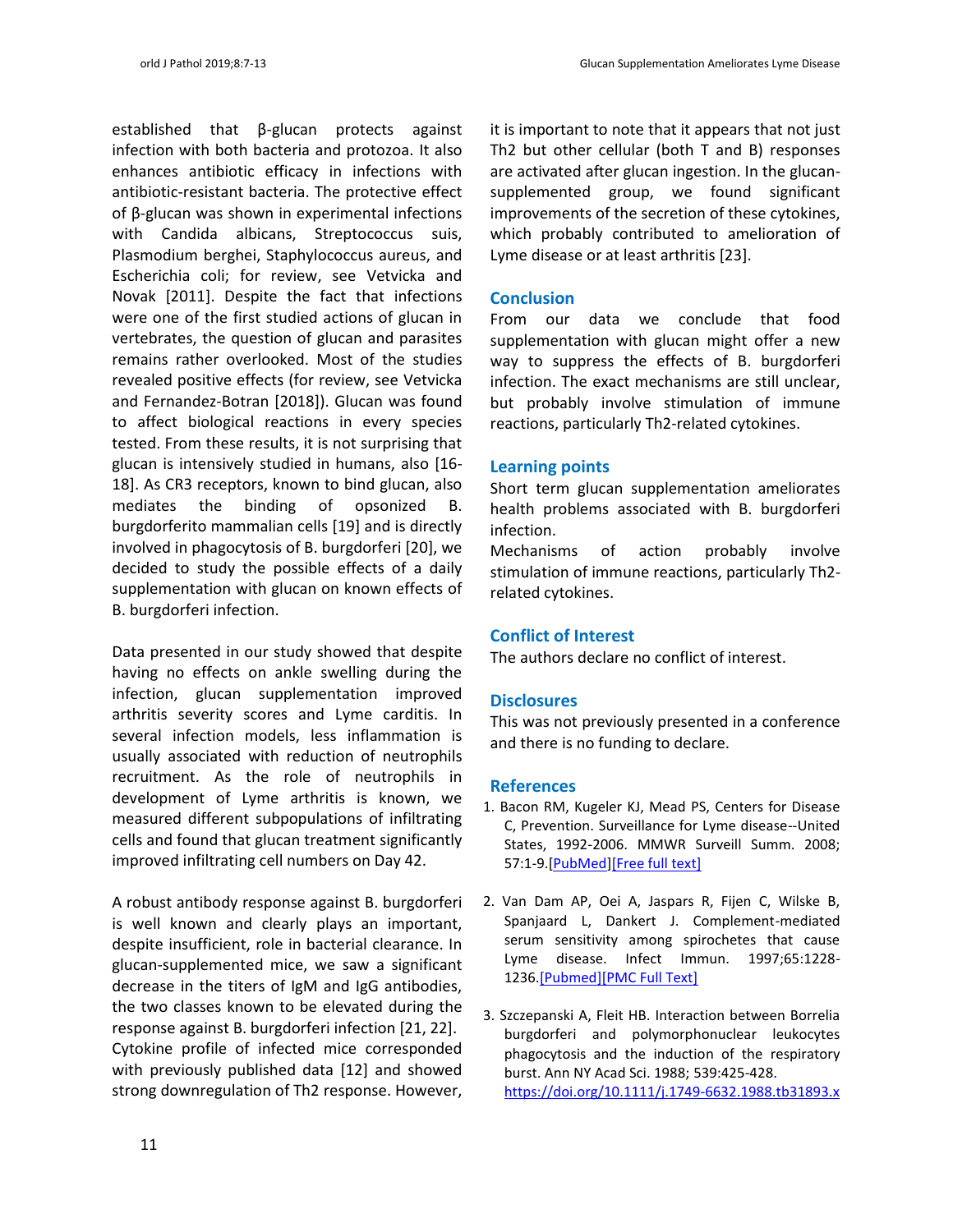established that β-glucan protects against infection with both bacteria and protozoa. It also enhances antibiotic efficacy in infections with antibiotic-resistant bacteria. The protective effect of β-glucan was shown in experimental infections with Candida albicans, Streptococcus suis, Plasmodium berghei, Staphylococcus aureus, and Escherichia coli; for review, see Vetvicka and Novak [2011]. Despite the fact that infections were one of the first studied actions of glucan in vertebrates, the question of glucan and parasites remains rather overlooked. Most of the studies revealed positive effects (for review, see Vetvicka and Fernandez-Botran [2018]). Glucan was found to affect biological reactions in every species tested. From these results, it is not surprising that glucan is intensively studied in humans, also [16-18]. As CR3 receptors, known to bind glucan, also mediates the binding of opsonized B. burgdorferito mammalian cells [19] and is directly involved in phagocytosis of B. burgdorferi [20], we decided to study the possible effects of a daily supplementation with glucan on known effects of B. burgdorferi infection.

Data presented in our study showed that despite having no effects on ankle swelling during the infection, glucan supplementation improved arthritis severity scores and Lyme carditis. In several infection models, less inflammation is usually associated with reduction of neutrophils recruitment. As the role of neutrophils in development of Lyme arthritis is known, we measured different subpopulations of infiltrating cells and found that glucan treatment significantly improved infiltrating cell numbers on Day 42.

A robust antibody response against B. burgdorferi is well known and clearly plays an important, despite insufficient, role in bacterial clearance. In glucan-supplemented mice, we saw a significant decrease in the titers of IgM and IgG antibodies, the two classes known to be elevated during the response against B. burgdorferi infection [21, 22]. Cytokine profile of infected mice corresponded with previously published data [12] and showed strong downregulation of Th2 response. However, it is important to note that it appears that not just Th2 but other cellular (both T and B) responses are activated after glucan ingestion. In the glucan-supplemented group, we found significant improvements of the secretion of these cytokines, which probably contributed to amelioration of Lyme disease or at least arthritis [23].

## Conclusion

From our data we conclude that food supplementation with glucan might offer a new way to suppress the effects of B. burgdorferi infection. The exact mechanisms are still unclear, but probably involve stimulation of immune reactions, particularly Th2-related cytokines.

## Learning points

Short term glucan supplementation ameliorates health problems associated with B. burgdorferi infection.

Mechanisms of action probably involve stimulation of immune reactions, particularly Th2-related cytokines.

## Conflict of Interest

The authors declare no conflict of interest.

## Disclosures

This was not previously presented in a conference and there is no funding to declare.

## References

1. Bacon RM, Kugeler KJ, Mead PS, Centers for Disease C, Prevention. Surveillance for Lyme disease--United States, 1992-2006. MMWR Surveill Summ. 2008; 57:1-9.[PubMed][Free full text]

2. Van Dam AP, Oei A, Jaspars R, Fijen C, Wilske B, Spanjaard L, Dankert J. Complement-mediated serum sensitivity among spirochetes that cause Lyme disease. Infect Immun. 1997;65:1228-1236.[Pubmed][PMC Full Text]

3. Szczepanski A, Fleit HB. Interaction between Borrelia burgdorferi and polymorphonuclear leukocytes phagocytosis and the induction of the respiratory burst. Ann NY Acad Sci. 1988; 539:425-428. https://doi.org/10.1111/j.1749-6632.1988.tb31893.x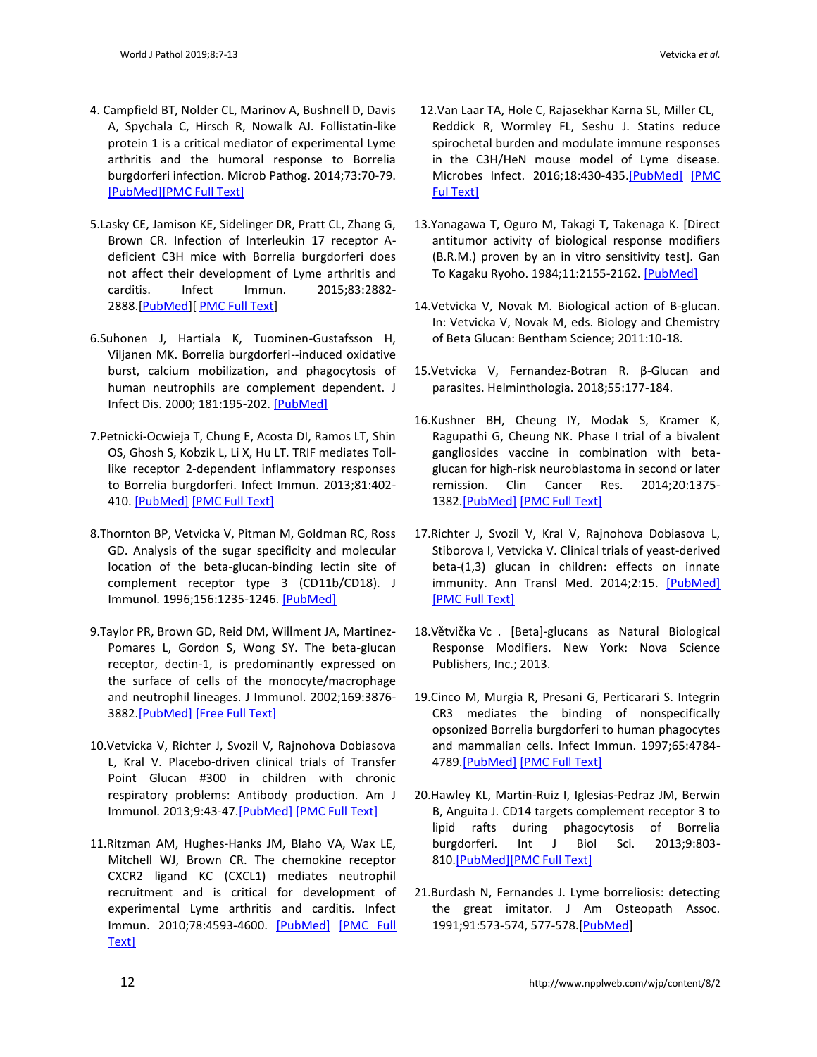4. Campfield BT, Nolder CL, Marinov A, Bushnell D, Davis A, Spychala C, Hirsch R, Nowalk AJ. Follistatin-like protein 1 is a critical mediator of experimental Lyme arthritis and the humoral response to Borrelia burgdorferi infection. Microb Pathog. 2014;73:70-79. [PubMed][PMC Full Text]

5. Lasky CE, Jamison KE, Sidelinger DR, Pratt CL, Zhang G, Brown CR. Infection of Interleukin 17 receptor A-deficient C3H mice with Borrelia burgdorferi does not affect their development of Lyme arthritis and carditis. Infect Immun. 2015;83:2882-2888.[PubMed][ PMC Full Text]

6. Suhonen J, Hartiala K, Tuominen-Gustafsson H, Viljanen MK. Borrelia burgdorferi--induced oxidative burst, calcium mobilization, and phagocytosis of human neutrophils are complement dependent. J Infect Dis. 2000; 181:195-202. [PubMed]

7. Petnicki-Ocwieja T, Chung E, Acosta DI, Ramos LT, Shin OS, Ghosh S, Kobzik L, Li X, Hu LT. TRIF mediates Toll-like receptor 2-dependent inflammatory responses to Borrelia burgdorferi. Infect Immun. 2013;81:402-410. [PubMed] [PMC Full Text]

8. Thornton BP, Vetvicka V, Pitman M, Goldman RC, Ross GD. Analysis of the sugar specificity and molecular location of the beta-glucan-binding lectin site of complement receptor type 3 (CD11b/CD18). J Immunol. 1996;156:1235-1246. [PubMed]

9. Taylor PR, Brown GD, Reid DM, Willment JA, Martinez-Pomares L, Gordon S, Wong SY. The beta-glucan receptor, dectin-1, is predominantly expressed on the surface of cells of the monocyte/macrophage and neutrophil lineages. J Immunol. 2002;169:3876-3882.[PubMed] [Free Full Text]

10. Vetvicka V, Richter J, Svozil V, Rajnohova Dobiasova L, Kral V. Placebo-driven clinical trials of Transfer Point Glucan #300 in children with chronic respiratory problems: Antibody production. Am J Immunol. 2013;9:43-47.[PubMed] [PMC Full Text]

11. Ritzman AM, Hughes-Hanks JM, Blaho VA, Wax LE, Mitchell WJ, Brown CR. The chemokine receptor CXCR2 ligand KC (CXCL1) mediates neutrophil recruitment and is critical for development of experimental Lyme arthritis and carditis. Infect Immun. 2010;78:4593-4600. [PubMed] [PMC Full Text]

12. Van Laar TA, Hole C, Rajasekhar Karna SL, Miller CL, Reddick R, Wormley FL, Seshu J. Statins reduce spirochetal burden and modulate immune responses in the C3H/HeN mouse model of Lyme disease. Microbes Infect. 2016;18:430-435.[PubMed] [PMC Ful Text]

13. Yanagawa T, Oguro M, Takagi T, Takenaga K. [Direct antitumor activity of biological response modifiers (B.R.M.) proven by an in vitro sensitivity test]. Gan To Kagaku Ryoho. 1984;11:2155-2162. [PubMed]

14. Vetvicka V, Novak M. Biological action of B-glucan. In: Vetvicka V, Novak M, eds. Biology and Chemistry of Beta Glucan: Bentham Science; 2011:10-18.

15. Vetvicka V, Fernandez-Botran R. β-Glucan and parasites. Helminthologia. 2018;55:177-184.

16. Kushner BH, Cheung IY, Modak S, Kramer K, Ragupathi G, Cheung NK. Phase I trial of a bivalent gangliosides vaccine in combination with beta-glucan for high-risk neuroblastoma in second or later remission. Clin Cancer Res. 2014;20:1375-1382.[PubMed] [PMC Full Text]

17. Richter J, Svozil V, Kral V, Rajnohova Dobiasova L, Stiborova I, Vetvicka V. Clinical trials of yeast-derived beta-(1,3) glucan in children: effects on innate immunity. Ann Transl Med. 2014;2:15. [PubMed] [PMC Full Text]

18. Větvička Vc . [Beta]-glucans as Natural Biological Response Modifiers. New York: Nova Science Publishers, Inc.; 2013.

19. Cinco M, Murgia R, Presani G, Perticarari S. Integrin CR3 mediates the binding of nonspecifically opsonized Borrelia burgdorferi to human phagocytes and mammalian cells. Infect Immun. 1997;65:4784-4789.[PubMed] [PMC Full Text]

20. Hawley KL, Martin-Ruiz I, Iglesias-Pedraz JM, Berwin B, Anguita J. CD14 targets complement receptor 3 to lipid rafts during phagocytosis of Borrelia burgdorferi. Int J Biol Sci. 2013;9:803-810.[PubMed][PMC Full Text]

21. Burdash N, Fernandes J. Lyme borreliosis: detecting the great imitator. J Am Osteopath Assoc. 1991;91:573-574, 577-578.[PubMed]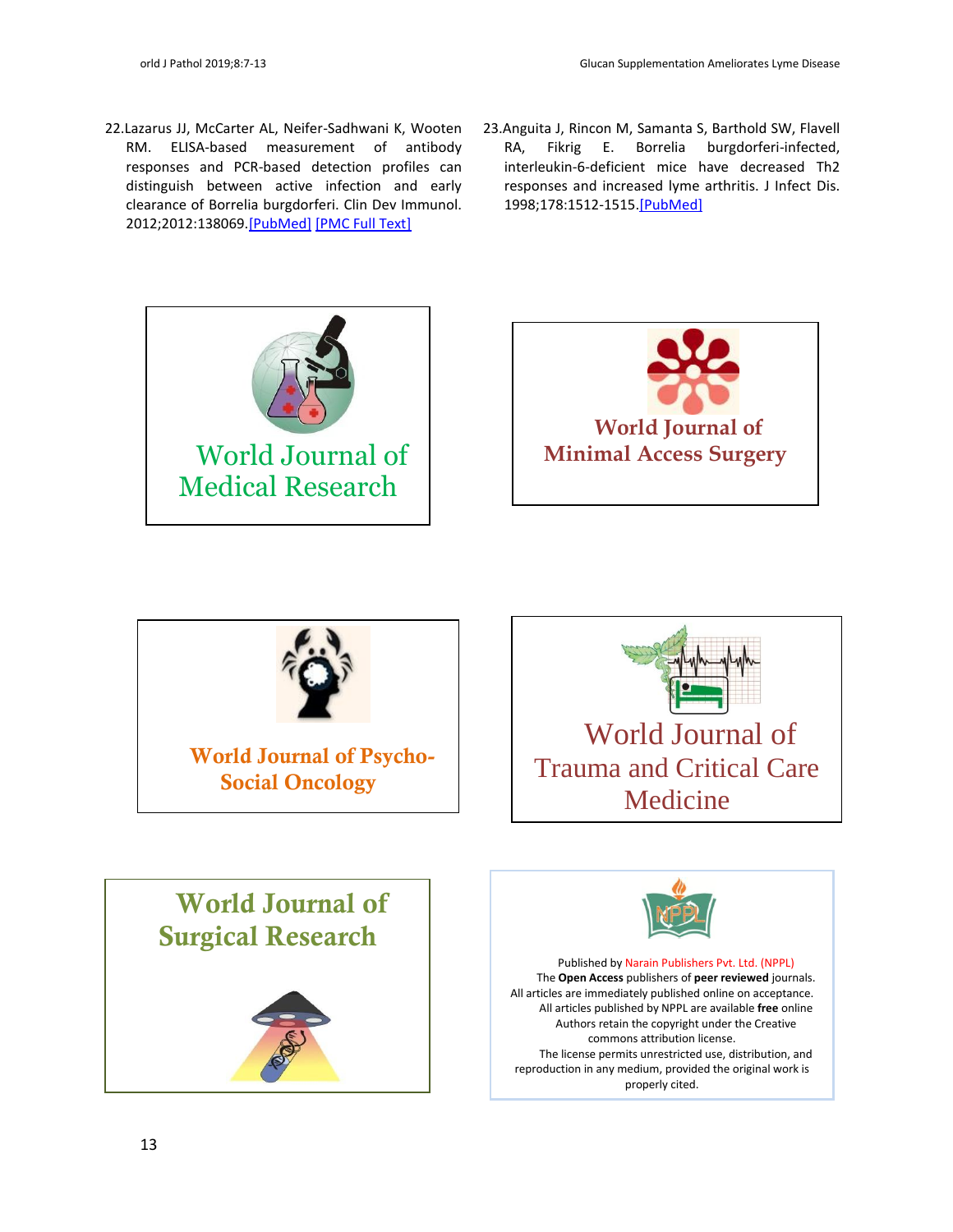22. Lazarus JJ, McCarter AL, Neifer-Sadhwani K, Wooten RM. ELISA-based measurement of antibody responses and PCR-based detection profiles can distinguish between active infection and early clearance of Borrelia burgdorferi. Clin Dev Immunol. 2012;2012:138069.[PubMed] [PMC Full Text]

23. Anguita J, Rincon M, Samanta S, Barthold SW, Flavell RA, Fikrig E. Borrelia burgdorferi-infected, interleukin-6-deficient mice have decreased Th2 responses and increased lyme arthritis. J Infect Dis. 1998;178:1512-1515.[PubMed]

World Journal of Medical Research

World Journal of Minimal Access Surgery

World Journal of Psycho-Social Oncology

World Journal of Trauma and Critical Care Medicine

World Journal of Surgical Research

Published by Narain Publishers Pvt. Ltd. (NPPL)
The **Open Access** publishers of **peer reviewed** journals.
All articles are immediately published online on acceptance.
All articles published by NPPL are available **free** online
Authors retain the copyright under the Creative commons attribution license.
The license permits unrestricted use, distribution, and reproduction in any medium, provided the original work is properly cited.